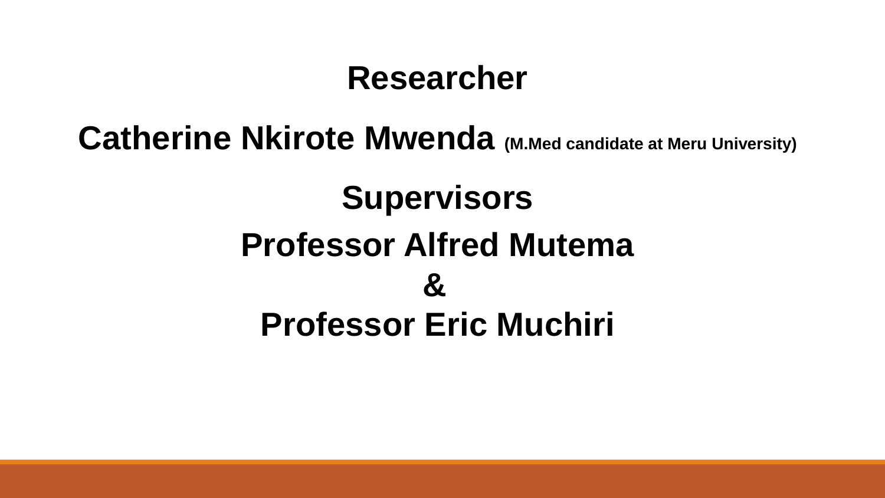## Researcher

**Catherine Nkirote Mwenda** **(M.Med candidate at Meru University)**

## Supervisors

**Professor Alfred Mutema**

**&**

**Professor Eric Muchiri**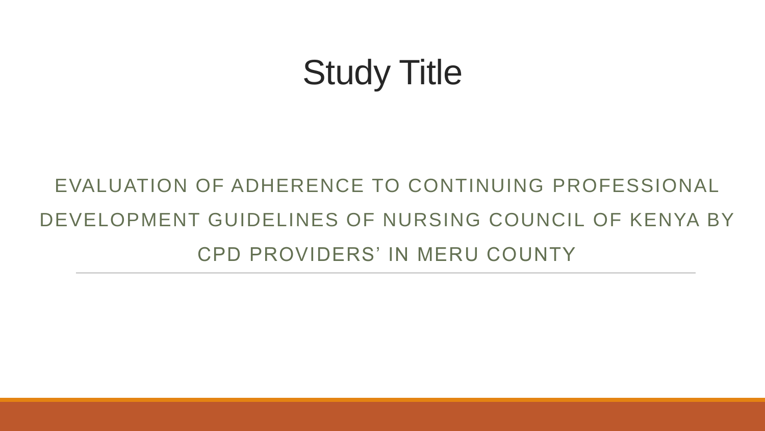# Study Title

EVALUATION OF ADHERENCE TO CONTINUING PROFESSIONAL DEVELOPMENT GUIDELINES OF NURSING COUNCIL OF KENYA BY CPD PROVIDERS' IN MERU COUNTY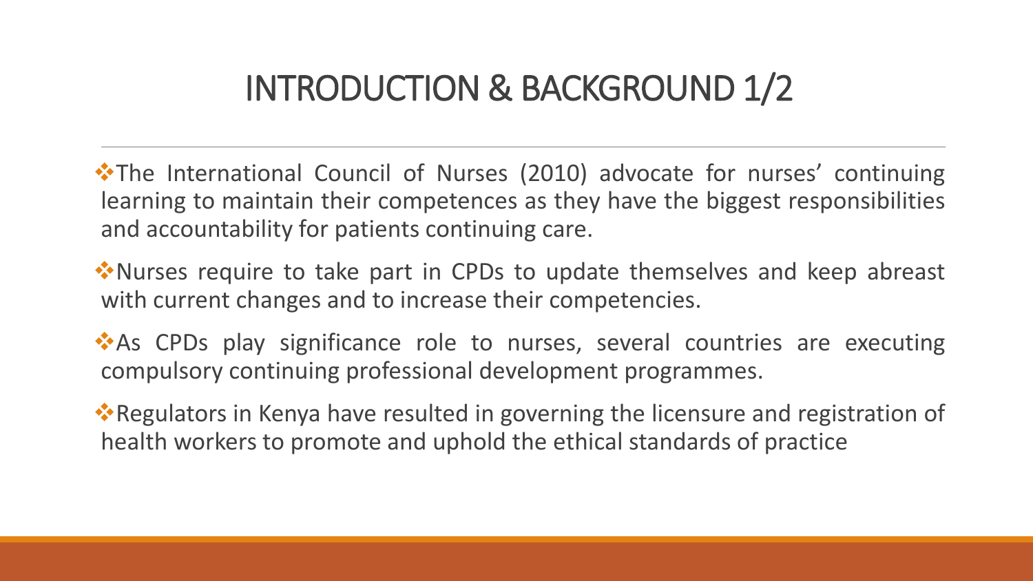# INTRODUCTION & BACKGROUND 1/2

- The International Council of Nurses (2010) advocate for nurses' continuing learning to maintain their competences as they have the biggest responsibilities and accountability for patients continuing care.
- Nurses require to take part in CPDs to update themselves and keep abreast with current changes and to increase their competencies.
- As CPDs play significance role to nurses, several countries are executing compulsory continuing professional development programmes.
- Regulators in Kenya have resulted in governing the licensure and registration of health workers to promote and uphold the ethical standards of practice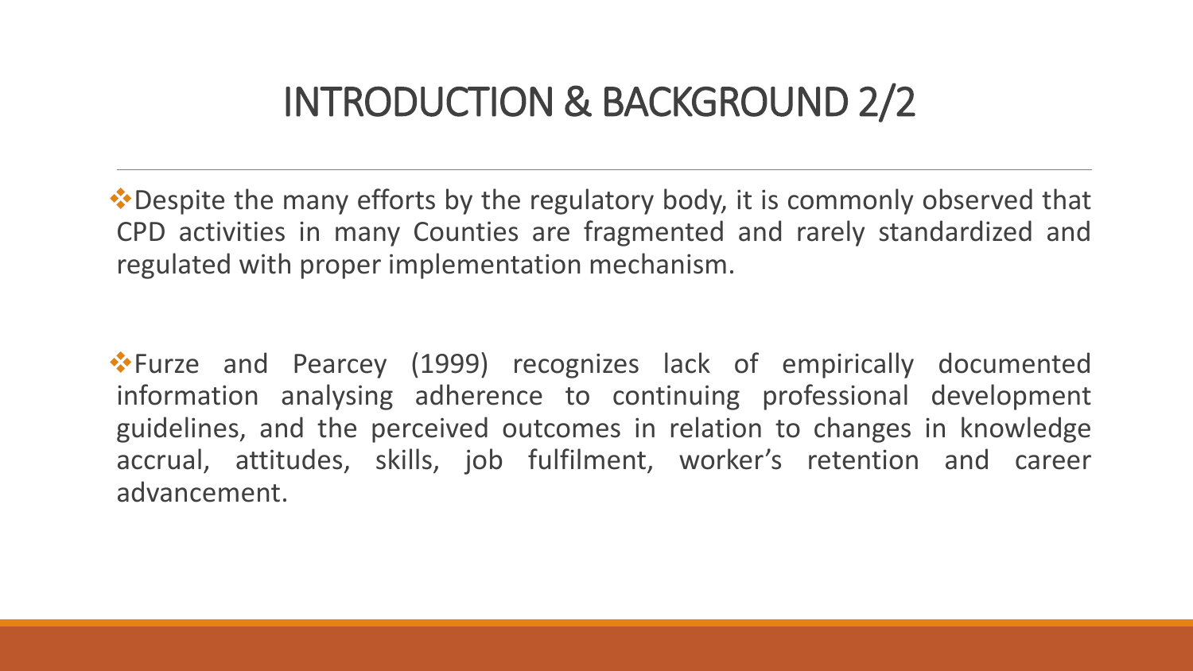# INTRODUCTION & BACKGROUND 2/2

- Despite the many efforts by the regulatory body, it is commonly observed that CPD activities in many Counties are fragmented and rarely standardized and regulated with proper implementation mechanism.

- Furze and Pearcey (1999) recognizes lack of empirically documented information analysing adherence to continuing professional development guidelines, and the perceived outcomes in relation to changes in knowledge accrual, attitudes, skills, job fulfilment, worker's retention and career advancement.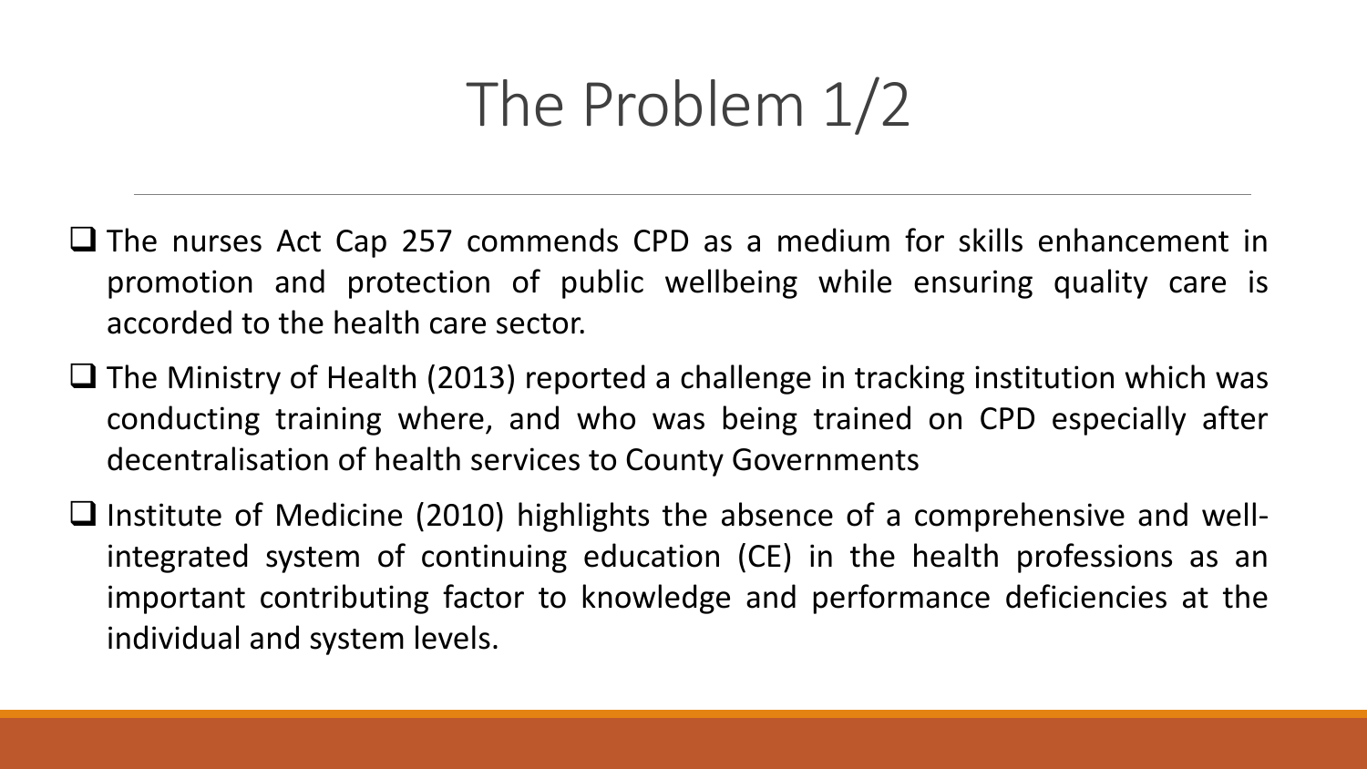# The Problem 1/2

- The nurses Act Cap 257 commends CPD as a medium for skills enhancement in promotion and protection of public wellbeing while ensuring quality care is accorded to the health care sector.
- The Ministry of Health (2013) reported a challenge in tracking institution which was conducting training where, and who was being trained on CPD especially after decentralisation of health services to County Governments
- Institute of Medicine (2010) highlights the absence of a comprehensive and well-integrated system of continuing education (CE) in the health professions as an important contributing factor to knowledge and performance deficiencies at the individual and system levels.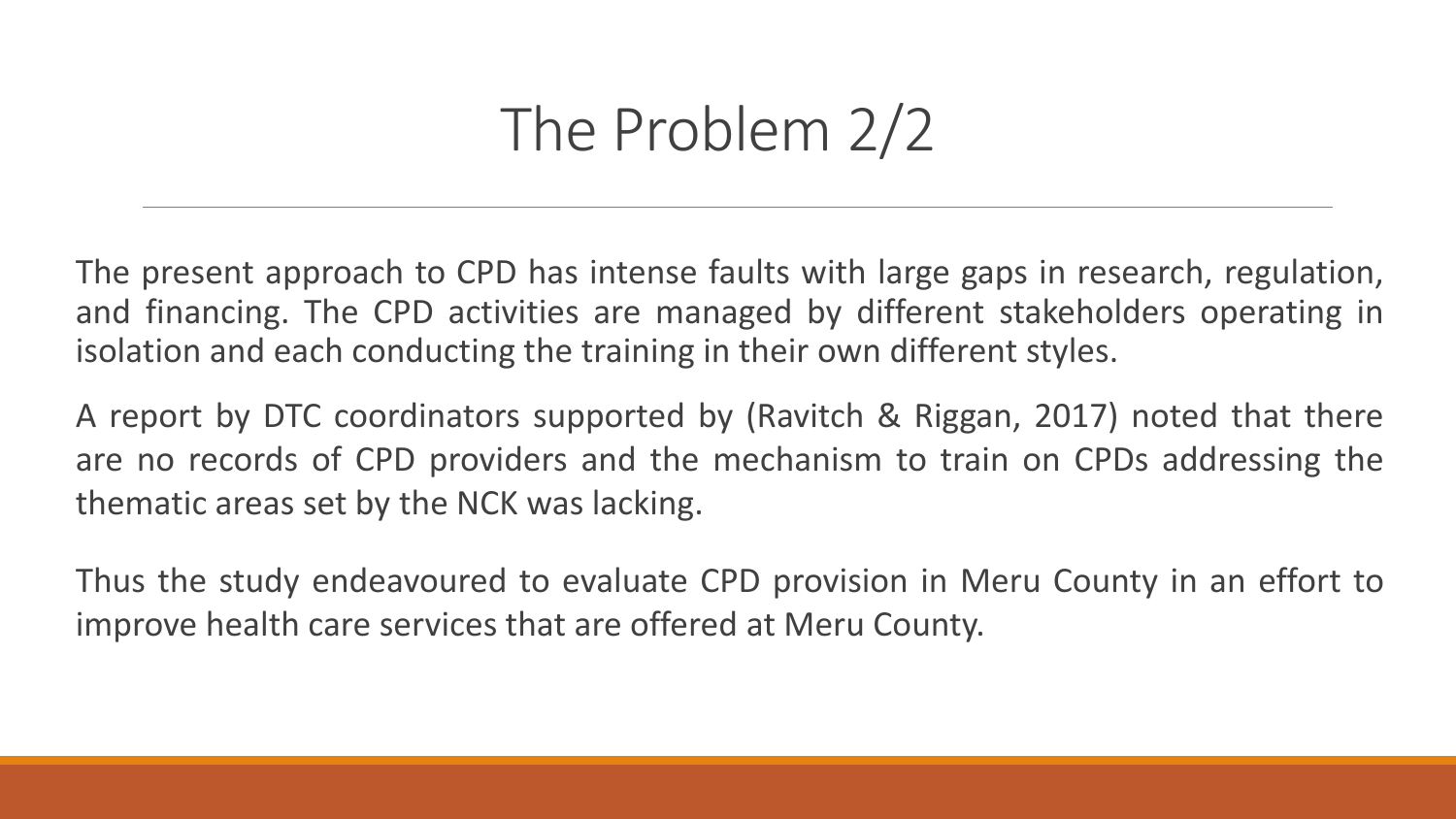# The Problem 2/2

The present approach to CPD has intense faults with large gaps in research, regulation, and financing. The CPD activities are managed by different stakeholders operating in isolation and each conducting the training in their own different styles.

A report by DTC coordinators supported by (Ravitch & Riggan, 2017) noted that there are no records of CPD providers and the mechanism to train on CPDs addressing the thematic areas set by the NCK was lacking.

Thus the study endeavoured to evaluate CPD provision in Meru County in an effort to improve health care services that are offered at Meru County.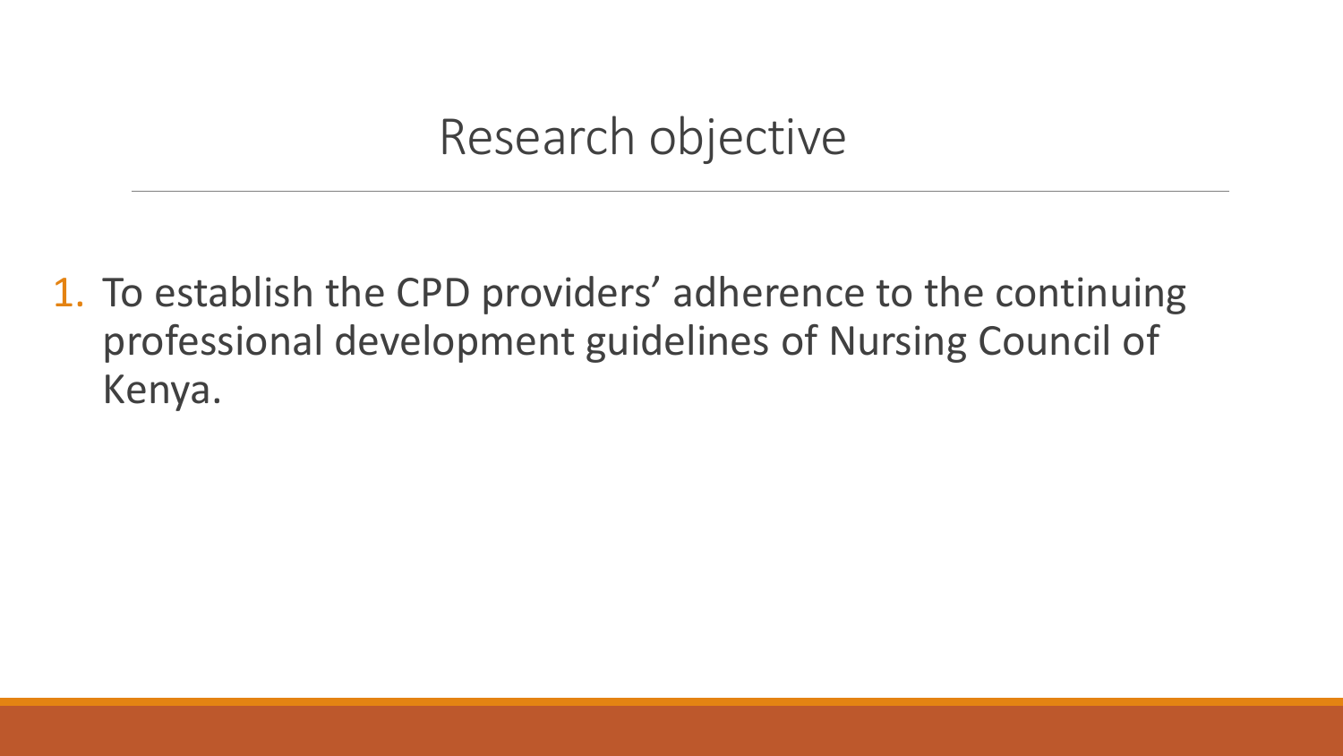# Research objective

1. To establish the CPD providers' adherence to the continuing professional development guidelines of Nursing Council of Kenya.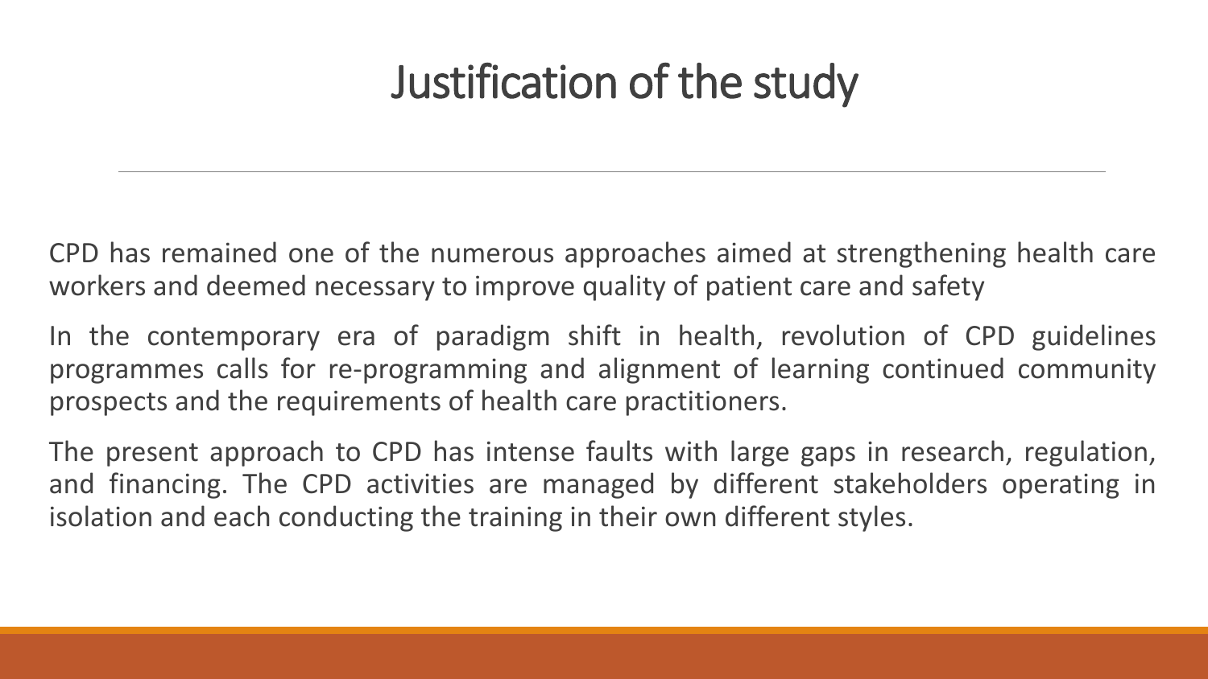# Justification of the study

CPD has remained one of the numerous approaches aimed at strengthening health care workers and deemed necessary to improve quality of patient care and safety

In the contemporary era of paradigm shift in health, revolution of CPD guidelines programmes calls for re-programming and alignment of learning continued community prospects and the requirements of health care practitioners.

The present approach to CPD has intense faults with large gaps in research, regulation, and financing. The CPD activities are managed by different stakeholders operating in isolation and each conducting the training in their own different styles.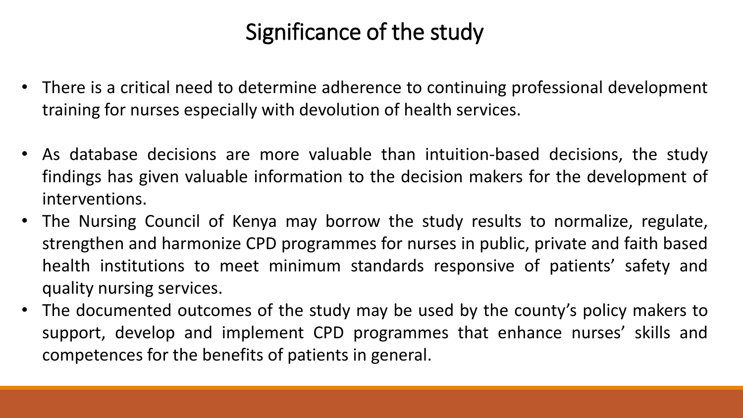# Significance of the study

- There is a critical need to determine adherence to continuing professional development training for nurses especially with devolution of health services.
- As database decisions are more valuable than intuition-based decisions, the study findings has given valuable information to the decision makers for the development of interventions.
- The Nursing Council of Kenya may borrow the study results to normalize, regulate, strengthen and harmonize CPD programmes for nurses in public, private and faith based health institutions to meet minimum standards responsive of patients' safety and quality nursing services.
- The documented outcomes of the study may be used by the county's policy makers to support, develop and implement CPD programmes that enhance nurses' skills and competences for the benefits of patients in general.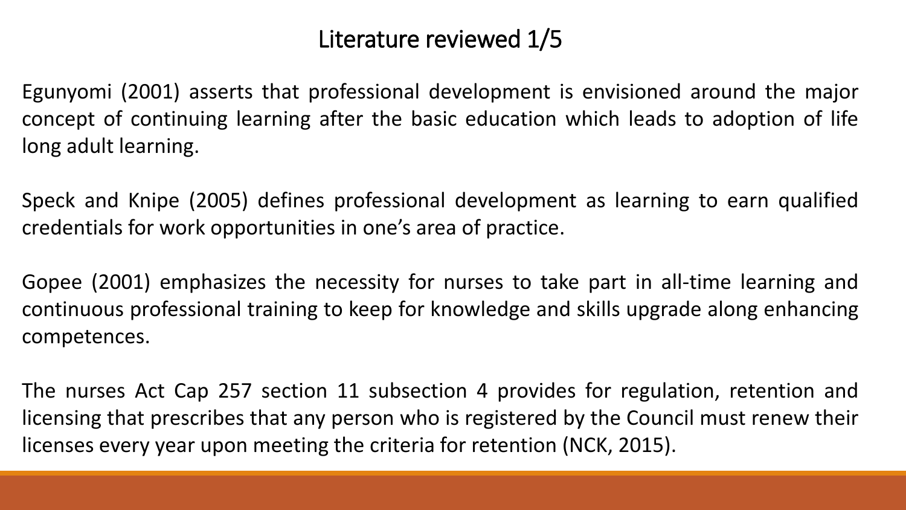# Literature reviewed 1/5

Egunyomi (2001) asserts that professional development is envisioned around the major concept of continuing learning after the basic education which leads to adoption of life long adult learning.

Speck and Knipe (2005) defines professional development as learning to earn qualified credentials for work opportunities in one's area of practice.

Gopee (2001) emphasizes the necessity for nurses to take part in all-time learning and continuous professional training to keep for knowledge and skills upgrade along enhancing competences.

The nurses Act Cap 257 section 11 subsection 4 provides for regulation, retention and licensing that prescribes that any person who is registered by the Council must renew their licenses every year upon meeting the criteria for retention (NCK, 2015).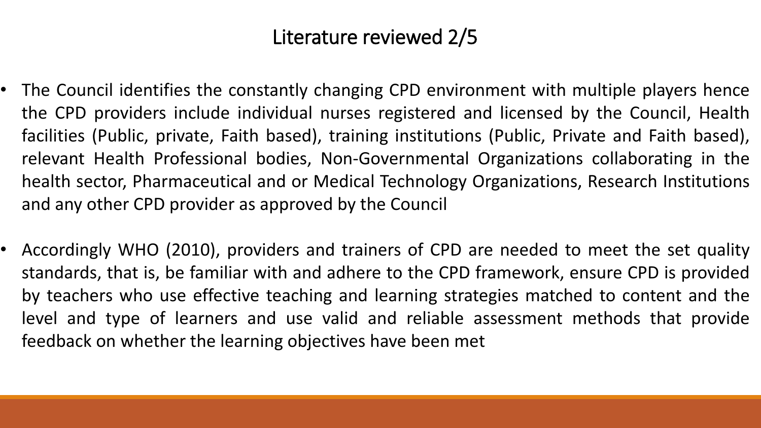## Literature reviewed 2/5

- The Council identifies the constantly changing CPD environment with multiple players hence the CPD providers include individual nurses registered and licensed by the Council, Health facilities (Public, private, Faith based), training institutions (Public, Private and Faith based), relevant Health Professional bodies, Non-Governmental Organizations collaborating in the health sector, Pharmaceutical and or Medical Technology Organizations, Research Institutions and any other CPD provider as approved by the Council
- Accordingly WHO (2010), providers and trainers of CPD are needed to meet the set quality standards, that is, be familiar with and adhere to the CPD framework, ensure CPD is provided by teachers who use effective teaching and learning strategies matched to content and the level and type of learners and use valid and reliable assessment methods that provide feedback on whether the learning objectives have been met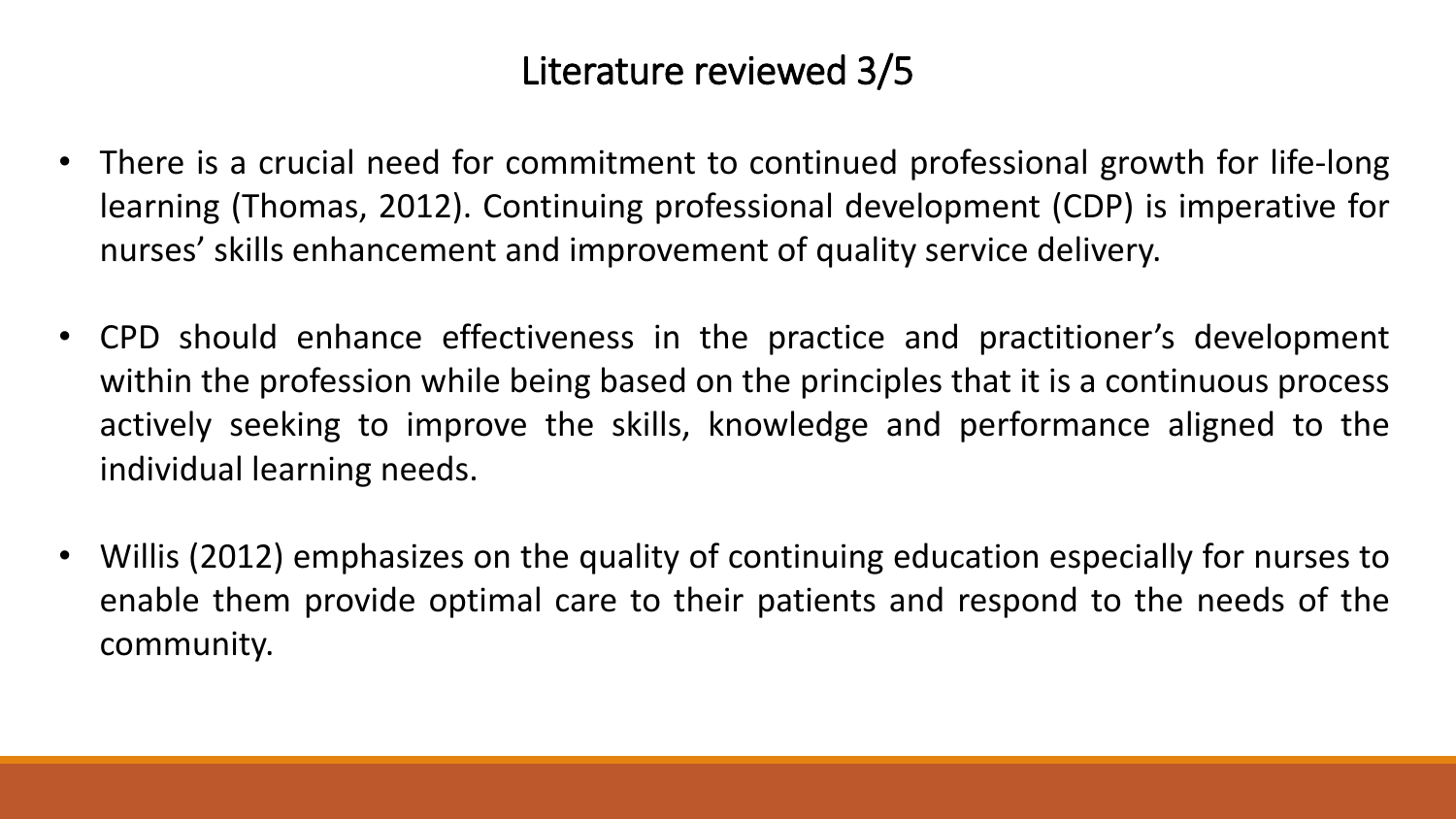# Literature reviewed 3/5

- There is a crucial need for commitment to continued professional growth for life-long learning (Thomas, 2012). Continuing professional development (CDP) is imperative for nurses' skills enhancement and improvement of quality service delivery.
- CPD should enhance effectiveness in the practice and practitioner's development within the profession while being based on the principles that it is a continuous process actively seeking to improve the skills, knowledge and performance aligned to the individual learning needs.
- Willis (2012) emphasizes on the quality of continuing education especially for nurses to enable them provide optimal care to their patients and respond to the needs of the community.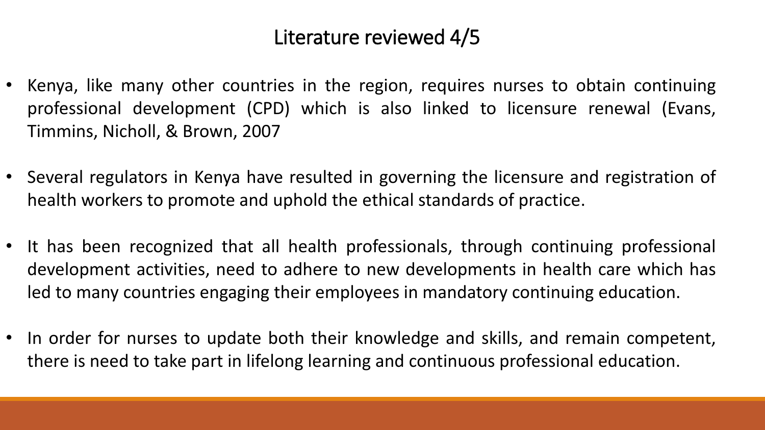## Literature reviewed 4/5

- Kenya, like many other countries in the region, requires nurses to obtain continuing professional development (CPD) which is also linked to licensure renewal (Evans, Timmins, Nicholl, & Brown, 2007
- Several regulators in Kenya have resulted in governing the licensure and registration of health workers to promote and uphold the ethical standards of practice.
- It has been recognized that all health professionals, through continuing professional development activities, need to adhere to new developments in health care which has led to many countries engaging their employees in mandatory continuing education.
- In order for nurses to update both their knowledge and skills, and remain competent, there is need to take part in lifelong learning and continuous professional education.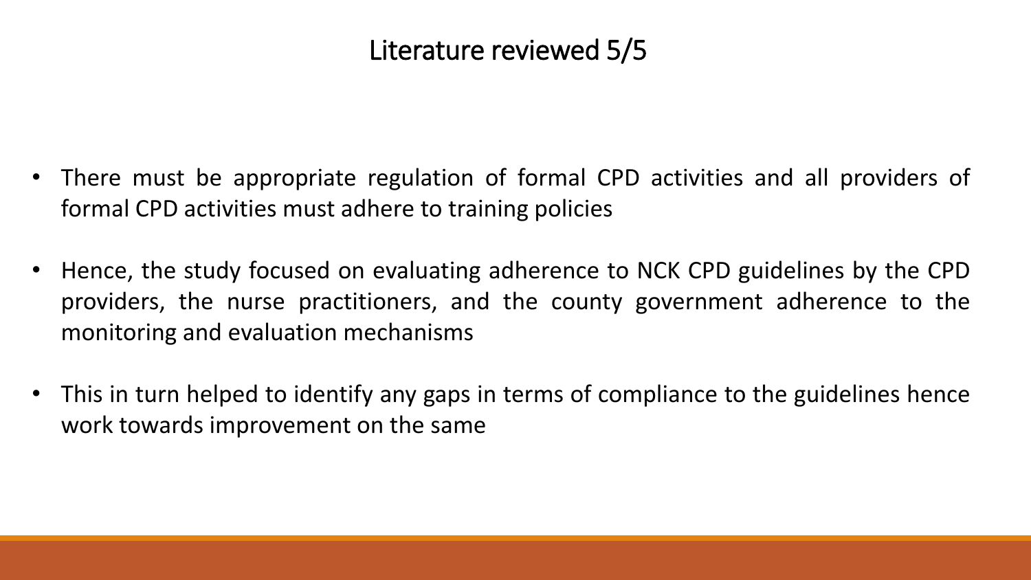# Literature reviewed 5/5

- There must be appropriate regulation of formal CPD activities and all providers of formal CPD activities must adhere to training policies
- Hence, the study focused on evaluating adherence to NCK CPD guidelines by the CPD providers, the nurse practitioners, and the county government adherence to the monitoring and evaluation mechanisms
- This in turn helped to identify any gaps in terms of compliance to the guidelines hence work towards improvement on the same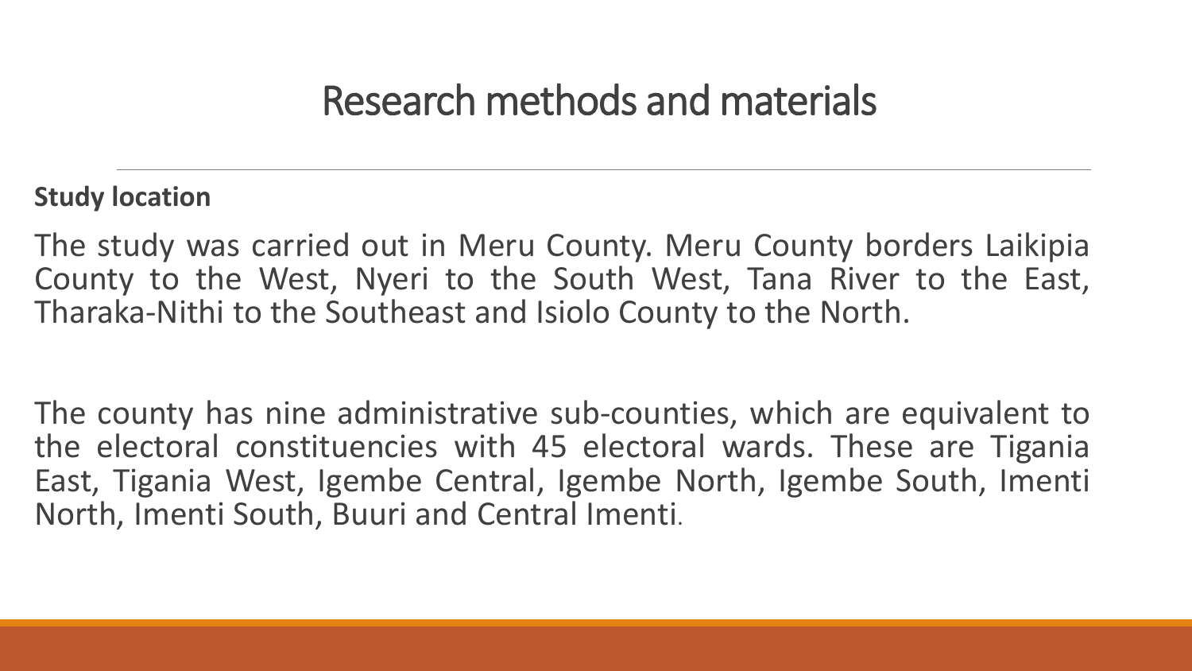# Research methods and materials

**Study location**

The study was carried out in Meru County. Meru County borders Laikipia County to the West, Nyeri to the South West, Tana River to the East, Tharaka-Nithi to the Southeast and Isiolo County to the North.

The county has nine administrative sub-counties, which are equivalent to the electoral constituencies with 45 electoral wards. These are Tigania East, Tigania West, Igembe Central, Igembe North, Igembe South, Imenti North, Imenti South, Buuri and Central Imenti.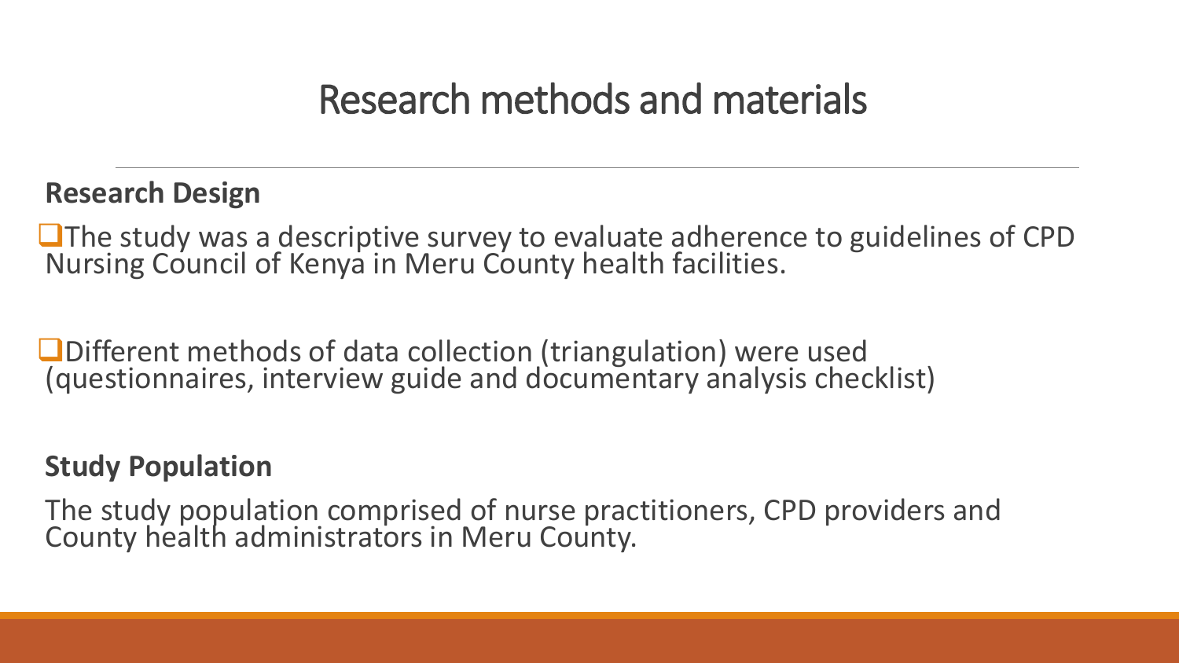# Research methods and materials

**Research Design**

- The study was a descriptive survey to evaluate adherence to guidelines of CPD Nursing Council of Kenya in Meru County health facilities.

- Different methods of data collection (triangulation) were used (questionnaires, interview guide and documentary analysis checklist)

**Study Population**

The study population comprised of nurse practitioners, CPD providers and County health administrators in Meru County.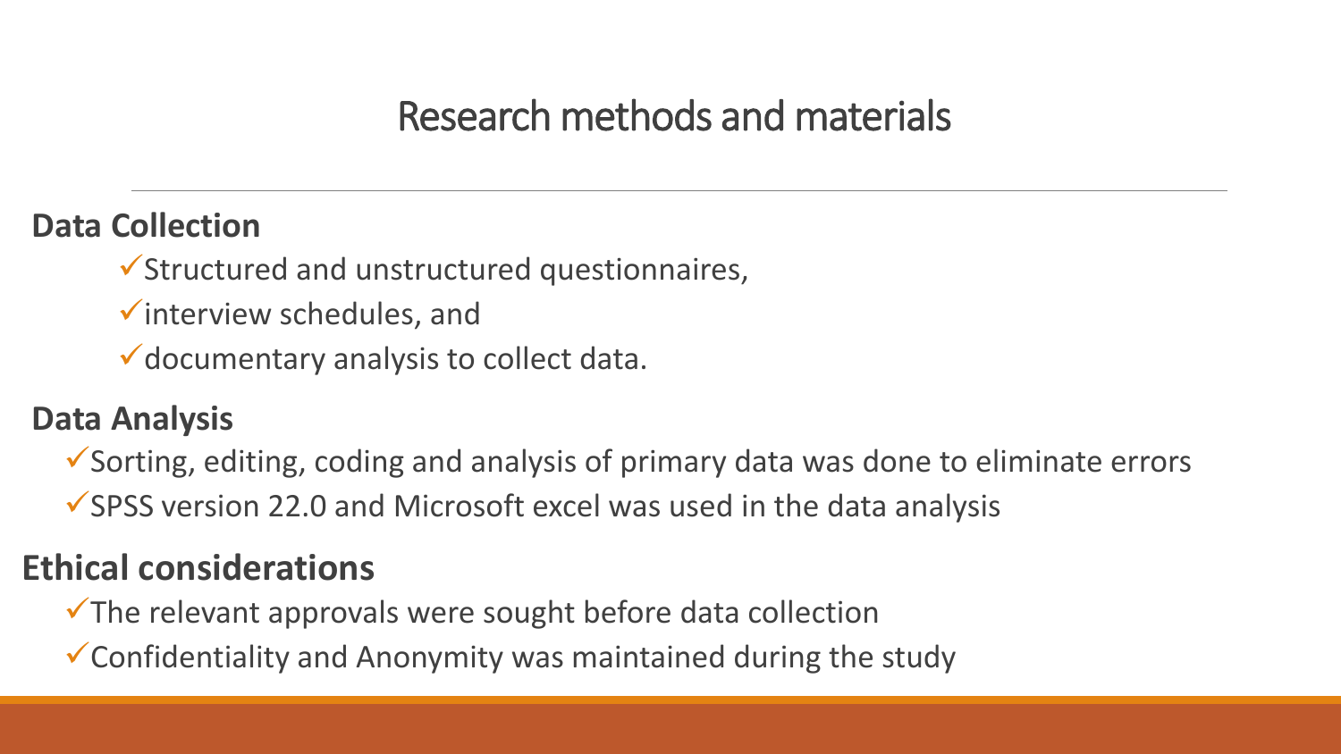# Research methods and materials

**Data Collection**

- ✓Structured and unstructured questionnaires,
- ✓interview schedules, and
- ✓documentary analysis to collect data.

**Data Analysis**

- ✓Sorting, editing, coding and analysis of primary data was done to eliminate errors
- ✓SPSS version 22.0 and Microsoft excel was used in the data analysis

**Ethical considerations**

- ✓The relevant approvals were sought before data collection
- ✓Confidentiality and Anonymity was maintained during the study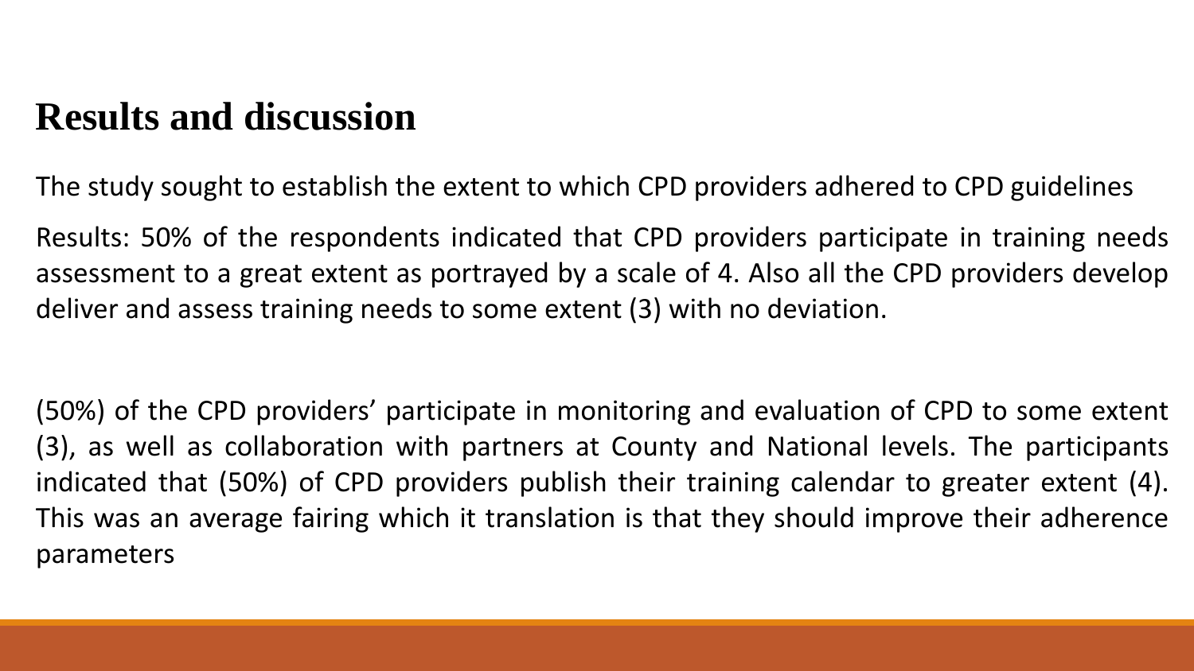# Results and discussion

The study sought to establish the extent to which CPD providers adhered to CPD guidelines

Results: 50% of the respondents indicated that CPD providers participate in training needs assessment to a great extent as portrayed by a scale of 4. Also all the CPD providers develop deliver and assess training needs to some extent (3) with no deviation.

(50%) of the CPD providers' participate in monitoring and evaluation of CPD to some extent (3), as well as collaboration with partners at County and National levels. The participants indicated that (50%) of CPD providers publish their training calendar to greater extent (4). This was an average fairing which it translation is that they should improve their adherence parameters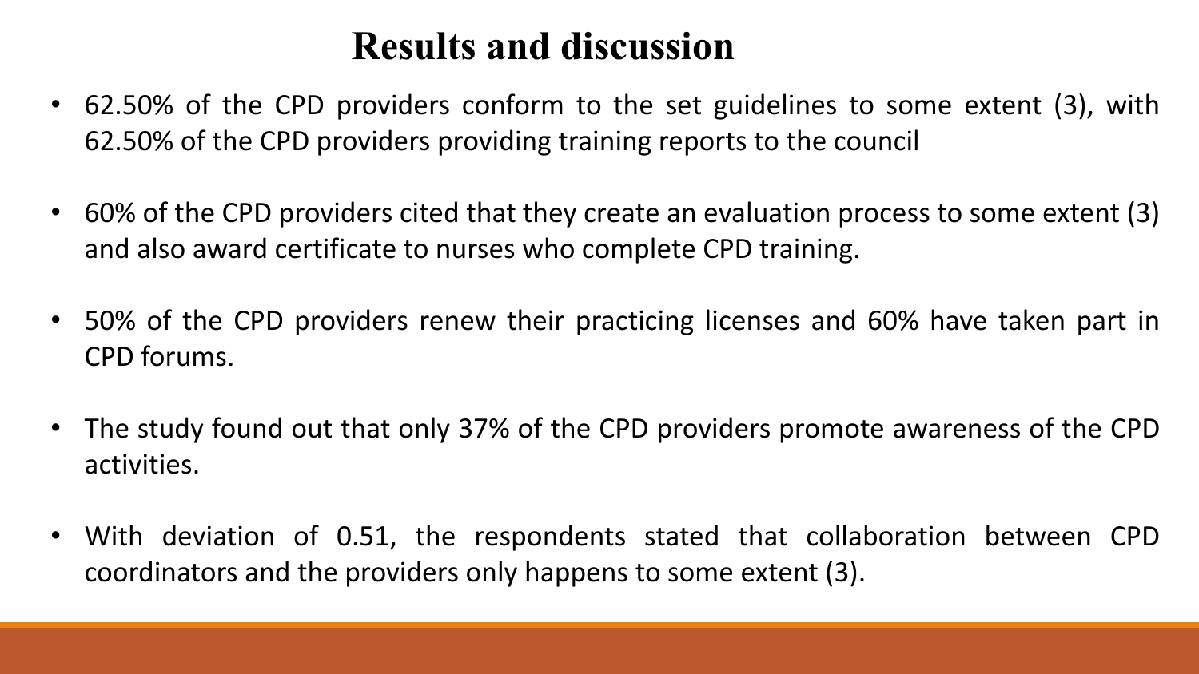# Results and discussion

- 62.50% of the CPD providers conform to the set guidelines to some extent (3), with 62.50% of the CPD providers providing training reports to the council
- 60% of the CPD providers cited that they create an evaluation process to some extent (3) and also award certificate to nurses who complete CPD training.
- 50% of the CPD providers renew their practicing licenses and 60% have taken part in CPD forums.
- The study found out that only 37% of the CPD providers promote awareness of the CPD activities.
- With deviation of 0.51, the respondents stated that collaboration between CPD coordinators and the providers only happens to some extent (3).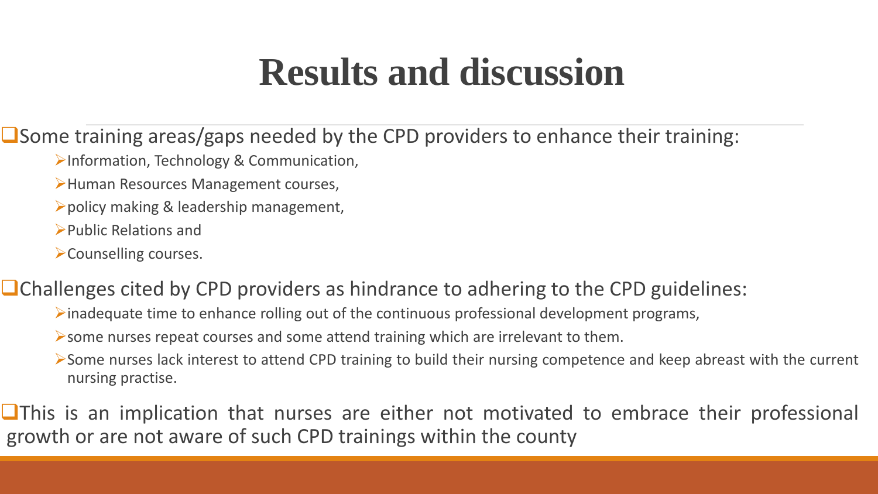# Results and discussion

- Some training areas/gaps needed by the CPD providers to enhance their training:
  - Information, Technology & Communication,
  - Human Resources Management courses,
  - policy making & leadership management,
  - Public Relations and
  - Counselling courses.
- Challenges cited by CPD providers as hindrance to adhering to the CPD guidelines:
  - inadequate time to enhance rolling out of the continuous professional development programs,
  - some nurses repeat courses and some attend training which are irrelevant to them.
  - Some nurses lack interest to attend CPD training to build their nursing competence and keep abreast with the current nursing practise.
- This is an implication that nurses are either not motivated to embrace their professional growth or are not aware of such CPD trainings within the county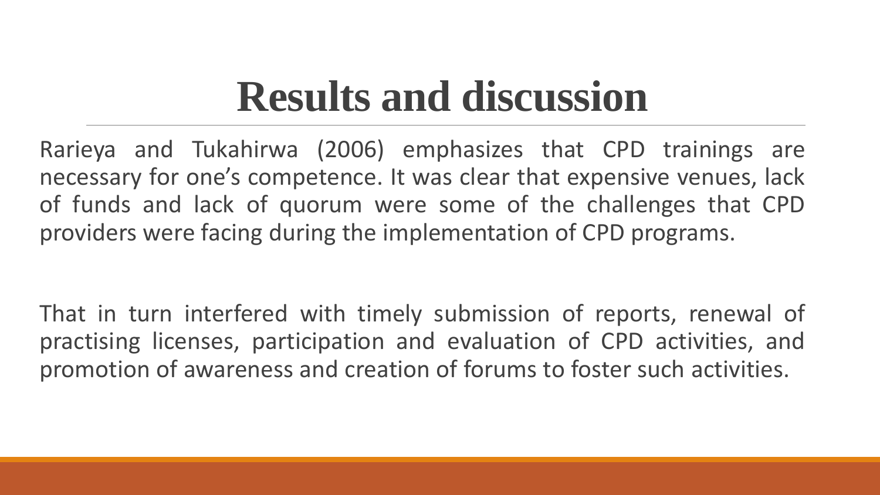# Results and discussion

Rarieya and Tukahirwa (2006) emphasizes that CPD trainings are necessary for one's competence. It was clear that expensive venues, lack of funds and lack of quorum were some of the challenges that CPD providers were facing during the implementation of CPD programs.

That in turn interfered with timely submission of reports, renewal of practising licenses, participation and evaluation of CPD activities, and promotion of awareness and creation of forums to foster such activities.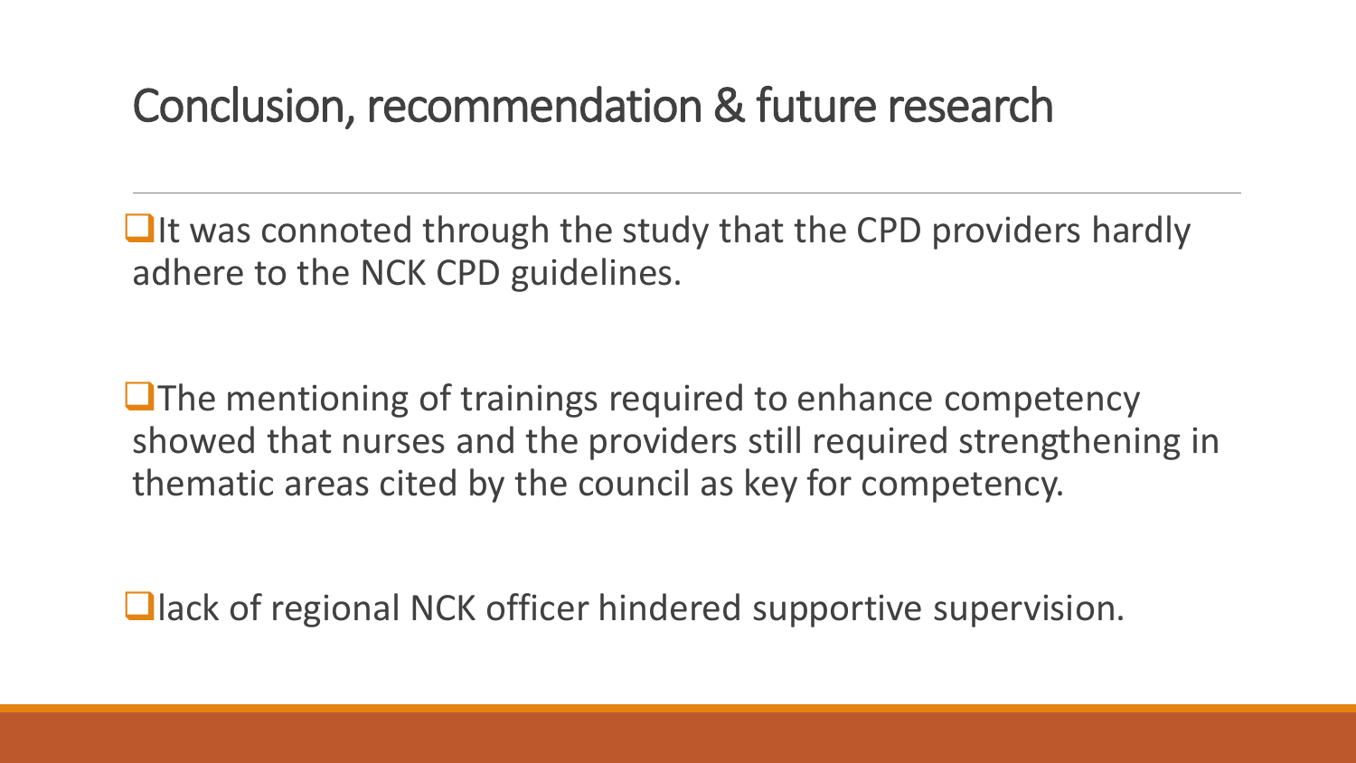# Conclusion, recommendation & future research

- It was connoted through the study that the CPD providers hardly adhere to the NCK CPD guidelines.

- The mentioning of trainings required to enhance competency showed that nurses and the providers still required strengthening in thematic areas cited by the council as key for competency.

- lack of regional NCK officer hindered supportive supervision.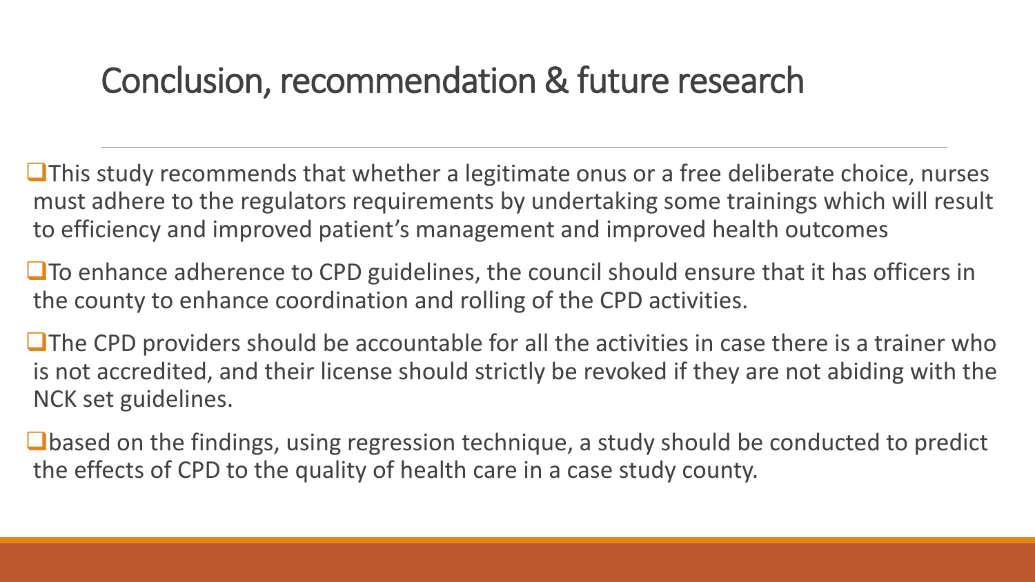# Conclusion, recommendation & future research

- This study recommends that whether a legitimate onus or a free deliberate choice, nurses must adhere to the regulators requirements by undertaking some trainings which will result to efficiency and improved patient's management and improved health outcomes
- To enhance adherence to CPD guidelines, the council should ensure that it has officers in the county to enhance coordination and rolling of the CPD activities.
- The CPD providers should be accountable for all the activities in case there is a trainer who is not accredited, and their license should strictly be revoked if they are not abiding with the NCK set guidelines.
- based on the findings, using regression technique, a study should be conducted to predict the effects of CPD to the quality of health care in a case study county.